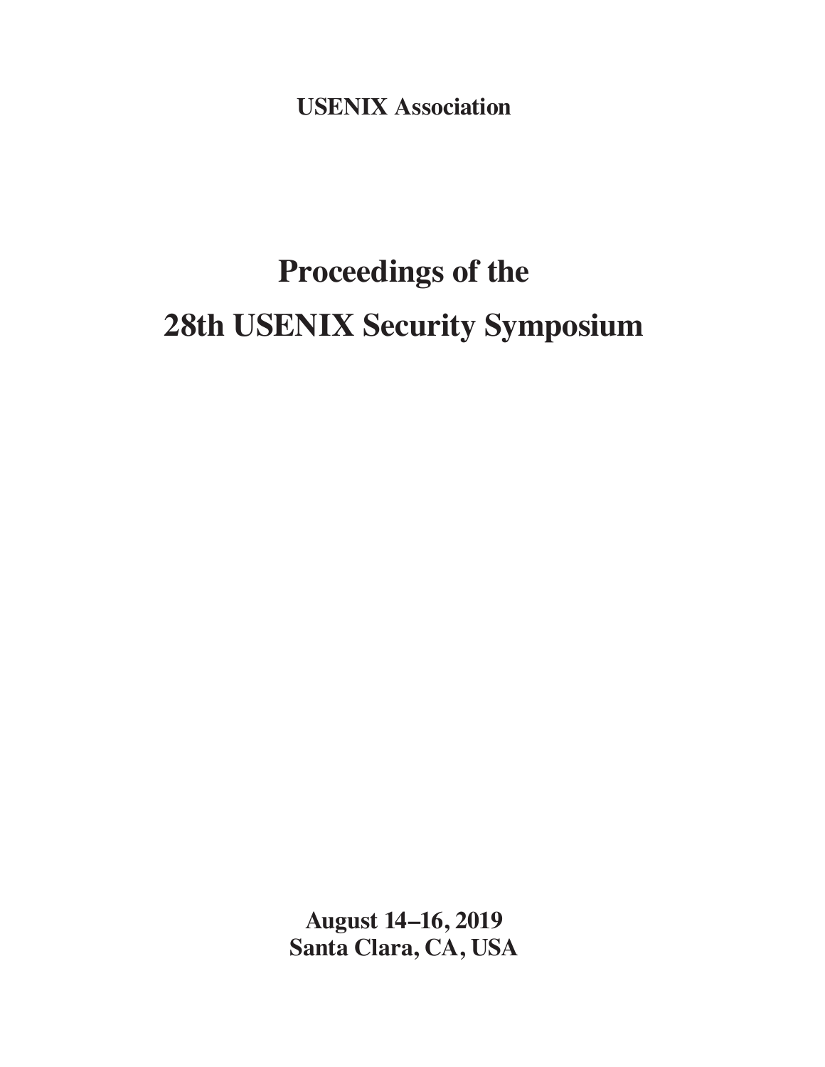**USENIX Association**

# Proceedings of the 28th USENIX Security Symposium

**August 14–16, 2019**
**Santa Clara, CA, USA**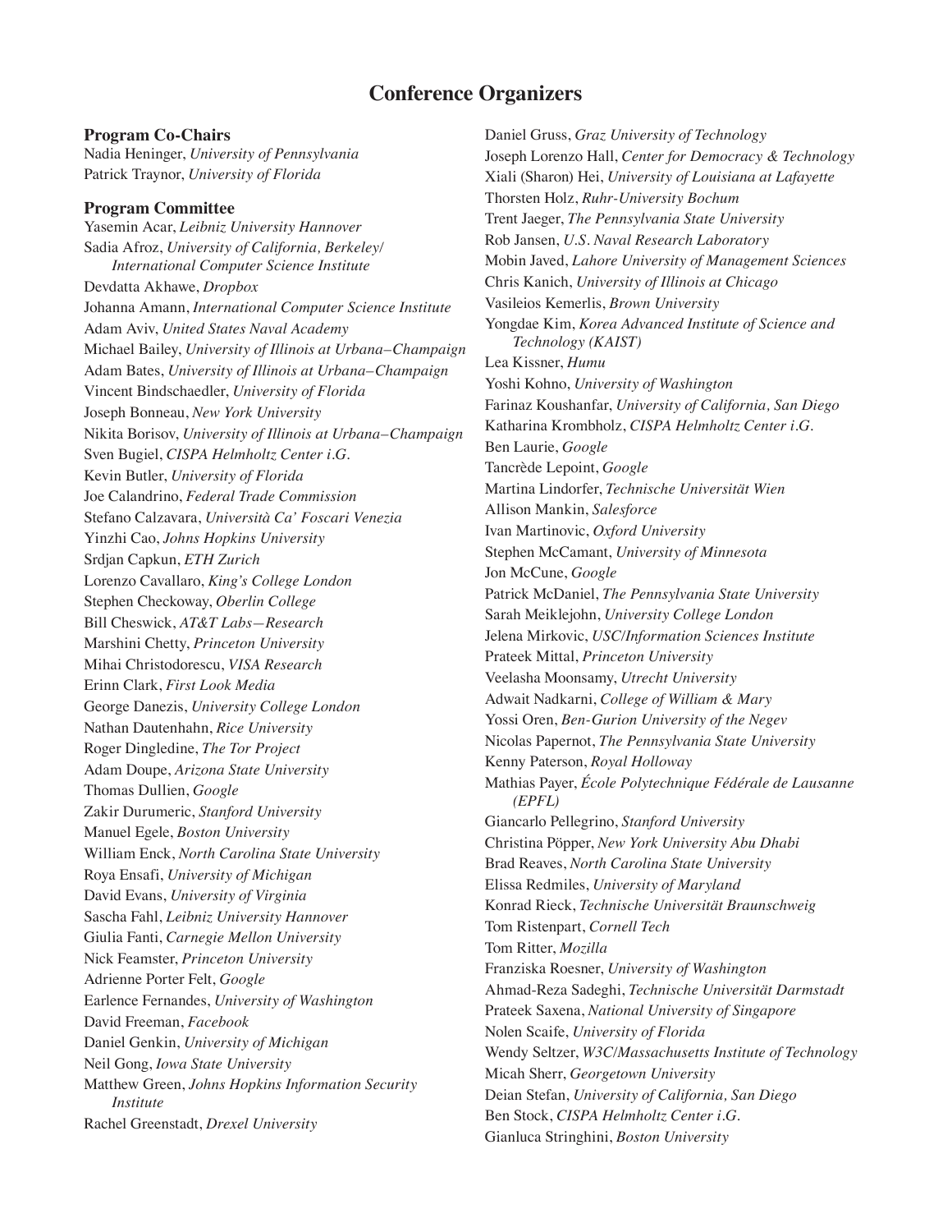## Conference Organizers

### Program Co-Chairs

Nadia Heninger, *University of Pennsylvania*
Patrick Traynor, *University of Florida*

### Program Committee

Yasemin Acar, *Leibniz University Hannover*
Sadia Afroz, *University of California, Berkeley/ International Computer Science Institute*
Devdatta Akhawe, *Dropbox*
Johanna Amann, *International Computer Science Institute*
Adam Aviv, *United States Naval Academy*
Michael Bailey, *University of Illinois at Urbana–Champaign*
Adam Bates, *University of Illinois at Urbana–Champaign*
Vincent Bindschaedler, *University of Florida*
Joseph Bonneau, *New York University*
Nikita Borisov, *University of Illinois at Urbana–Champaign*
Sven Bugiel, *CISPA Helmholtz Center i.G.*
Kevin Butler, *University of Florida*
Joe Calandrino, *Federal Trade Commission*
Stefano Calzavara, *Università Ca' Foscari Venezia*
Yinzhi Cao, *Johns Hopkins University*
Srdjan Capkun, *ETH Zurich*
Lorenzo Cavallaro, *King's College London*
Stephen Checkoway, *Oberlin College*
Bill Cheswick, *AT&T Labs—Research*
Marshini Chetty, *Princeton University*
Mihai Christodorescu, *VISA Research*
Erinn Clark, *First Look Media*
George Danezis, *University College London*
Nathan Dautenhahn, *Rice University*
Roger Dingledine, *The Tor Project*
Adam Doupe, *Arizona State University*
Thomas Dullien, *Google*
Zakir Durumeric, *Stanford University*
Manuel Egele, *Boston University*
William Enck, *North Carolina State University*
Roya Ensafi, *University of Michigan*
David Evans, *University of Virginia*
Sascha Fahl, *Leibniz University Hannover*
Giulia Fanti, *Carnegie Mellon University*
Nick Feamster, *Princeton University*
Adrienne Porter Felt, *Google*
Earlence Fernandes, *University of Washington*
David Freeman, *Facebook*
Daniel Genkin, *University of Michigan*
Neil Gong, *Iowa State University*
Matthew Green, *Johns Hopkins Information Security Institute*
Rachel Greenstadt, *Drexel University*
Daniel Gruss, *Graz University of Technology*
Joseph Lorenzo Hall, *Center for Democracy & Technology*
Xiali (Sharon) Hei, *University of Louisiana at Lafayette*
Thorsten Holz, *Ruhr-University Bochum*
Trent Jaeger, *The Pennsylvania State University*
Rob Jansen, *U.S. Naval Research Laboratory*
Mobin Javed, *Lahore University of Management Sciences*
Chris Kanich, *University of Illinois at Chicago*
Vasileios Kemerlis, *Brown University*
Yongdae Kim, *Korea Advanced Institute of Science and Technology (KAIST)*
Lea Kissner, *Humu*
Yoshi Kohno, *University of Washington*
Farinaz Koushanfar, *University of California, San Diego*
Katharina Krombholz, *CISPA Helmholtz Center i.G.*
Ben Laurie, *Google*
Tancrède Lepoint, *Google*
Martina Lindorfer, *Technische Universität Wien*
Allison Mankin, *Salesforce*
Ivan Martinovic, *Oxford University*
Stephen McCamant, *University of Minnesota*
Jon McCune, *Google*
Patrick McDaniel, *The Pennsylvania State University*
Sarah Meiklejohn, *University College London*
Jelena Mirkovic, *USC/Information Sciences Institute*
Prateek Mittal, *Princeton University*
Veelasha Moonsamy, *Utrecht University*
Adwait Nadkarni, *College of William & Mary*
Yossi Oren, *Ben-Gurion University of the Negev*
Nicolas Papernot, *The Pennsylvania State University*
Kenny Paterson, *Royal Holloway*
Mathias Payer, *École Polytechnique Fédérale de Lausanne (EPFL)*
Giancarlo Pellegrino, *Stanford University*
Christina Pöpper, *New York University Abu Dhabi*
Brad Reaves, *North Carolina State University*
Elissa Redmiles, *University of Maryland*
Konrad Rieck, *Technische Universität Braunschweig*
Tom Ristenpart, *Cornell Tech*
Tom Ritter, *Mozilla*
Franziska Roesner, *University of Washington*
Ahmad-Reza Sadeghi, *Technische Universität Darmstadt*
Prateek Saxena, *National University of Singapore*
Nolen Scaife, *University of Florida*
Wendy Seltzer, *W3C/Massachusetts Institute of Technology*
Micah Sherr, *Georgetown University*
Deian Stefan, *University of California, San Diego*
Ben Stock, *CISPA Helmholtz Center i.G.*
Gianluca Stringhini, *Boston University*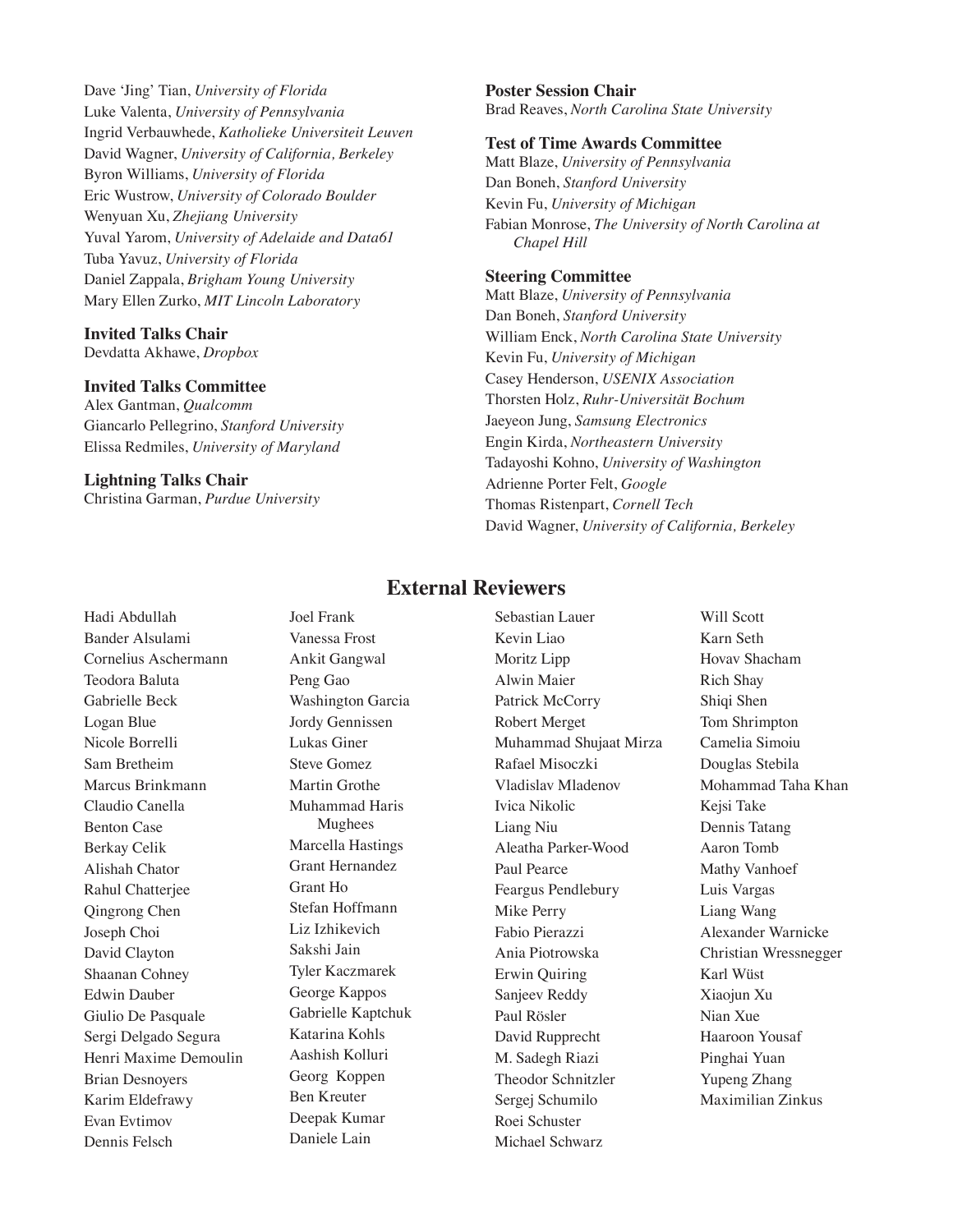Dave 'Jing' Tian, *University of Florida*
Luke Valenta, *University of Pennsylvania*
Ingrid Verbauwhede, *Katholieke Universiteit Leuven*
David Wagner, *University of California, Berkeley*
Byron Williams, *University of Florida*
Eric Wustrow, *University of Colorado Boulder*
Wenyuan Xu, *Zhejiang University*
Yuval Yarom, *University of Adelaide and Data61*
Tuba Yavuz, *University of Florida*
Daniel Zappala, *Brigham Young University*
Mary Ellen Zurko, *MIT Lincoln Laboratory*

**Invited Talks Chair**
Devdatta Akhawe, *Dropbox*

**Invited Talks Committee**
Alex Gantman, *Qualcomm*
Giancarlo Pellegrino, *Stanford University*
Elissa Redmiles, *University of Maryland*

**Lightning Talks Chair**
Christina Garman, *Purdue University*

**Poster Session Chair**
Brad Reaves, *North Carolina State University*

**Test of Time Awards Committee**
Matt Blaze, *University of Pennsylvania*
Dan Boneh, *Stanford University*
Kevin Fu, *University of Michigan*
Fabian Monrose, *The University of North Carolina at Chapel Hill*

**Steering Committee**
Matt Blaze, *University of Pennsylvania*
Dan Boneh, *Stanford University*
William Enck, *North Carolina State University*
Kevin Fu, *University of Michigan*
Casey Henderson, *USENIX Association*
Thorsten Holz, *Ruhr-Universität Bochum*
Jaeyeon Jung, *Samsung Electronics*
Engin Kirda, *Northeastern University*
Tadayoshi Kohno, *University of Washington*
Adrienne Porter Felt, *Google*
Thomas Ristenpart, *Cornell Tech*
David Wagner, *University of California, Berkeley*

## External Reviewers

Hadi Abdullah
Bander Alsulami
Cornelius Aschermann
Teodora Baluta
Gabrielle Beck
Logan Blue
Nicole Borrelli
Sam Bretheim
Marcus Brinkmann
Claudio Canella
Benton Case
Berkay Celik
Alishah Chator
Rahul Chatterjee
Qingrong Chen
Joseph Choi
David Clayton
Shaanan Cohney
Edwin Dauber
Giulio De Pasquale
Sergi Delgado Segura
Henri Maxime Demoulin
Brian Desnoyers
Karim Eldefrawy
Evan Evtimov
Dennis Felsch
Joel Frank
Vanessa Frost
Ankit Gangwal
Peng Gao
Washington Garcia
Jordy Gennissen
Lukas Giner
Steve Gomez
Martin Grothe
Muhammad Haris Mughees
Marcella Hastings
Grant Hernandez
Grant Ho
Stefan Hoffmann
Liz Izhikevich
Sakshi Jain
Tyler Kaczmarek
George Kappos
Gabrielle Kaptchuk
Katarina Kohls
Aashish Kolluri
Georg Koppen
Ben Kreuter
Deepak Kumar
Daniele Lain
Sebastian Lauer
Kevin Liao
Moritz Lipp
Alwin Maier
Patrick McCorry
Robert Merget
Muhammad Shujaat Mirza
Rafael Misoczki
Vladislav Mladenov
Ivica Nikolic
Liang Niu
Aleatha Parker-Wood
Paul Pearce
Feargus Pendlebury
Mike Perry
Fabio Pierazzi
Ania Piotrowska
Erwin Quiring
Sanjeev Reddy
Paul Rösler
David Rupprecht
M. Sadegh Riazi
Theodor Schnitzler
Sergej Schumilo
Roei Schuster
Michael Schwarz
Will Scott
Karn Seth
Hovav Shacham
Rich Shay
Shiqi Shen
Tom Shrimpton
Camelia Simoiu
Douglas Stebila
Mohammad Taha Khan
Kejsi Take
Dennis Tatang
Aaron Tomb
Mathy Vanhoef
Luis Vargas
Liang Wang
Alexander Warnicke
Christian Wressnegger
Karl Wüst
Xiaojun Xu
Nian Xue
Haaroon Yousaf
Pinghai Yuan
Yupeng Zhang
Maximilian Zinkus